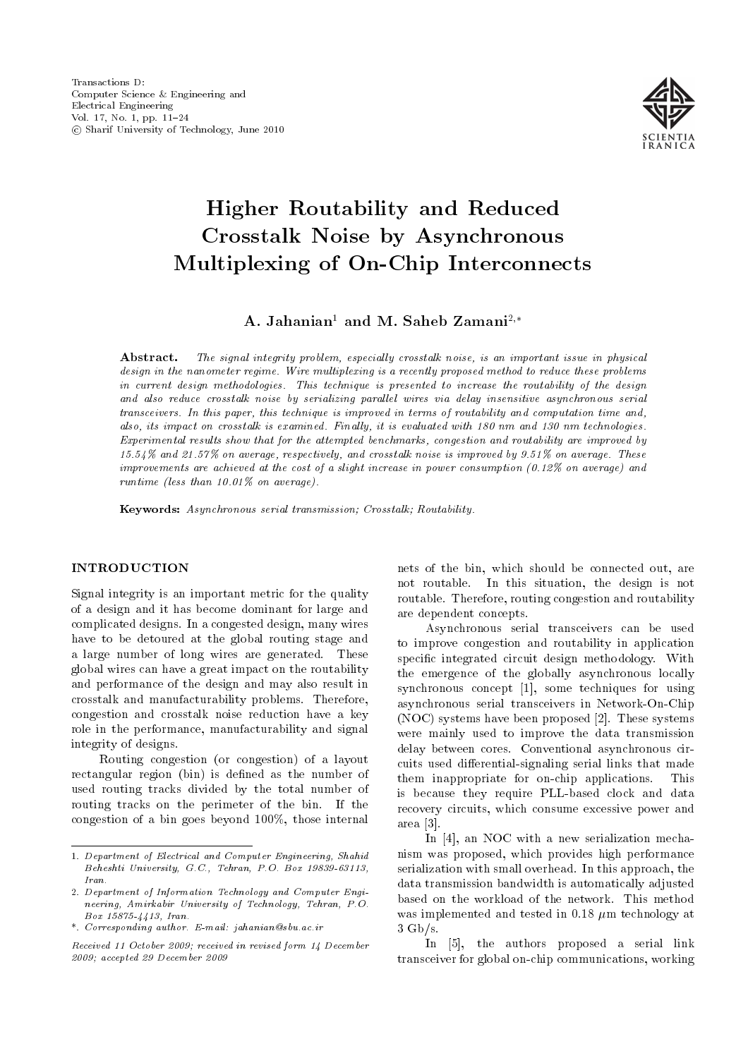# Higher Routability and Reduced Crosstalk Noise by Asynchronous Multiplexing of On-Chip Interconnects

**A. Jahanian[1] and M. Saheb Zamani[2,*]**

**Abstract.** *The signal integrity problem, especially crosstalk noise, is an important issue in physical design in the nanometer regime. Wire multiplexing is a recently proposed method to reduce these problems in current design methodologies. This technique is presented to increase the routability of the design and also reduce crosstalk noise by serializing parallel wires via delay insensitive asynchronous serial transceivers. In this paper, this technique is improved in terms of routability and computation time and, also, its impact on crosstalk is examined. Finally, it is evaluated with 180 nm and 130 nm technologies. Experimental results show that for the attempted benchmarks, congestion and routability are improved by 15.54% and 21.57% on average, respectively, and crosstalk noise is improved by 9.51% on average. These improvements are achieved at the cost of a slight increase in power consumption (0.12% on average) and runtime (less than 10.01% on average).*

**Keywords:** *Asynchronous serial transmission; Crosstalk; Routability.*

## INTRODUCTION

Signal integrity is an important metric for the quality of a design and it has become dominant for large and complicated designs. In a congested design, many wires have to be detoured at the global routing stage and a large number of long wires are generated. These global wires can have a great impact on the routability and performance of the design and may also result in crosstalk and manufacturability problems. Therefore, congestion and crosstalk noise reduction have a key role in the performance, manufacturability and signal integrity of designs.

Routing congestion (or congestion) of a layout rectangular region (bin) is defined as the number of used routing tracks divided by the total number of routing tracks on the perimeter of the bin. If the congestion of a bin goes beyond 100%, those internal nets of the bin, which should be connected out, are not routable. In this situation, the design is not routable. Therefore, routing congestion and routability are dependent concepts.

Asynchronous serial transceivers can be used to improve congestion and routability in application specific integrated circuit design methodology. With the emergence of the globally asynchronous locally synchronous concept [1], some techniques for using asynchronous serial transceivers in Network-On-Chip (NOC) systems have been proposed [2]. These systems were mainly used to improve the data transmission delay between cores. Conventional asynchronous circuits used differential-signaling serial links that made them inappropriate for on-chip applications. This is because they require PLL-based clock and data recovery circuits, which consume excessive power and area [3].

In [4], an NOC with a new serialization mechanism was proposed, which provides high performance serialization with small overhead. In this approach, the data transmission bandwidth is automatically adjusted based on the workload of the network. This method was implemented and tested in 0.18 $\mu$m technology at 3 Gb/s.

In [5], the authors proposed a serial link transceiver for global on-chip communications, working

---

1. *Department of Electrical and Computer Engineering, Shahid Beheshti University, G.C., Tehran, P.O. Box 19839-63113, Iran.*

2. *Department of Information Technology and Computer Engineering, Amirkabir University of Technology, Tehran, P.O. Box 15875-4413, Iran.*

\*. *Corresponding author. E-mail: jahanian@sbu.ac.ir*

*Received 11 October 2009; received in revised form 14 December 2009; accepted 29 December 2009*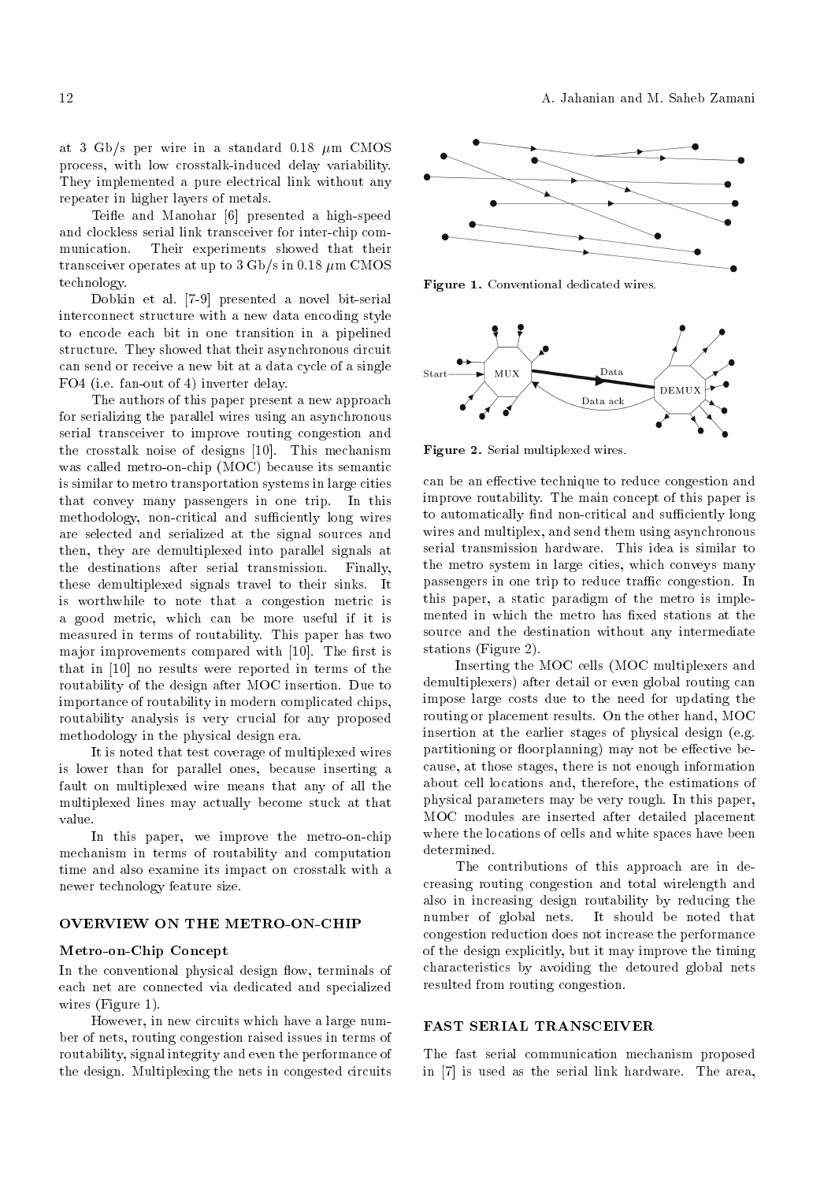at 3 Gb/s per wire in a standard 0.18 $\mu$m CMOS process, with low crosstalk-induced delay variability. They implemented a pure electrical link without any repeater in higher layers of metals.

Teifle and Manohar [6] presented a high-speed and clockless serial link transceiver for inter-chip communication. Their experiments showed that their transceiver operates at up to 3 Gb/s in 0.18 $\mu$m CMOS technology.

Dobkin et al. [7-9] presented a novel bit-serial interconnect structure with a new data encoding style to encode each bit in one transition in a pipelined structure. They showed that their asynchronous circuit can send or receive a new bit at a data cycle of a single FO4 (i.e. fan-out of 4) inverter delay.

The authors of this paper present a new approach for serializing the parallel wires using an asynchronous serial transceiver to improve routing congestion and the crosstalk noise of designs [10]. This mechanism was called metro-on-chip (MOC) because its semantic is similar to metro transportation systems in large cities that convey many passengers in one trip. In this methodology, non-critical and sufficiently long wires are selected and serialized at the signal sources and then, they are demultiplexed into parallel signals at the destinations after serial transmission. Finally, these demultiplexed signals travel to their sinks. It is worthwhile to note that a congestion metric is a good metric, which can be more useful if it is measured in terms of routability. This paper has two major improvements compared with [10]. The first is that in [10] no results were reported in terms of the routability of the design after MOC insertion. Due to importance of routability in modern complicated chips, routability analysis is very crucial for any proposed methodology in the physical design era.

It is noted that test coverage of multiplexed wires is lower than for parallel ones, because inserting a fault on multiplexed wire means that any of all the multiplexed lines may actually become stuck at that value.

In this paper, we improve the metro-on-chip mechanism in terms of routability and computation time and also examine its impact on crosstalk with a newer technology feature size.

## OVERVIEW ON THE METRO-ON-CHIP

### Metro-on-Chip Concept

In the conventional physical design flow, terminals of each net are connected via dedicated and specialized wires (Figure 1).

However, in new circuits which have a large number of nets, routing congestion raised issues in terms of routability, signal integrity and even the performance of the design. Multiplexing the nets in congested circuits can be an effective technique to reduce congestion and improve routability. The main concept of this paper is to automatically find non-critical and sufficiently long wires and multiplex, and send them using asynchronous serial transmission hardware. This idea is similar to the metro system in large cities, which conveys many passengers in one trip to reduce traffic congestion. In this paper, a static paradigm of the metro is implemented in which the metro has fixed stations at the source and the destination without any intermediate stations (Figure 2).

**Figure 1.** Conventional dedicated wires.

**Figure 2.** Serial multiplexed wires.

Inserting the MOC cells (MOC multiplexers and demultiplexers) after detail or even global routing can impose large costs due to the need for updating the routing or placement results. On the other hand, MOC insertion at the earlier stages of physical design (e.g. partitioning or floorplanning) may not be effective because, at those stages, there is not enough information about cell locations and, therefore, the estimations of physical parameters may be very rough. In this paper, MOC modules are inserted after detailed placement where the locations of cells and white spaces have been determined.

The contributions of this approach are in decreasing routing congestion and total wirelength and also in increasing design routability by reducing the number of global nets. It should be noted that congestion reduction does not increase the performance of the design explicitly, but it may improve the timing characteristics by avoiding the detoured global nets resulted from routing congestion.

## FAST SERIAL TRANSCEIVER

The fast serial communication mechanism proposed in [7] is used as the serial link hardware. The area,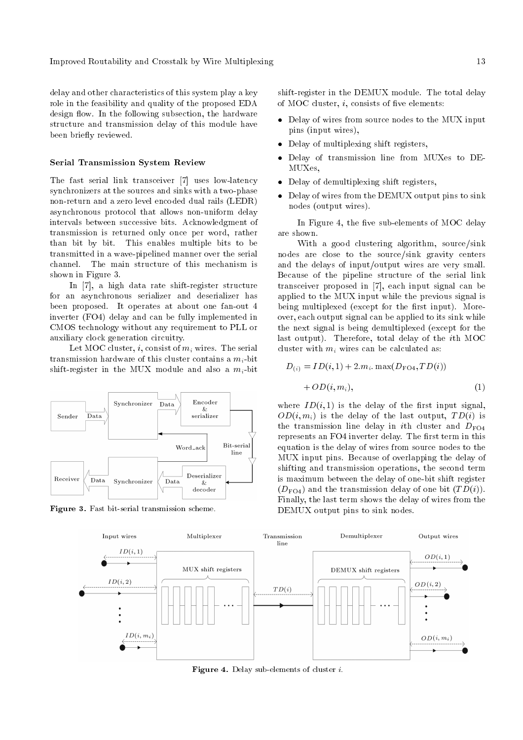delay and other characteristics of this system play a key role in the feasibility and quality of the proposed EDA design flow. In the following subsection, the hardware structure and transmission delay of this module have been briefly reviewed.

### Serial Transmission System Review

The fast serial link transceiver [7] uses low-latency synchronizers at the sources and sinks with a two-phase non-return and a zero level encoded dual rails (LEDR) asynchronous protocol that allows non-uniform delay intervals between successive bits. Acknowledgment of transmission is returned only once per word, rather than bit by bit. This enables multiple bits to be transmitted in a wave-pipelined manner over the serial channel. The main structure of this mechanism is shown in Figure 3.

In [7], a high data rate shift-register structure for an asynchronous serializer and deserializer has been proposed. It operates at about one fan-out 4 inverter (FO4) delay and can be fully implemented in CMOS technology without any requirement to PLL or auxiliary clock generation circuitry.

Let MOC cluster, $i$, consist of $m_i$ wires. The serial transmission hardware of this cluster contains a $m_i$-bit shift-register in the MUX module and also a $m_i$-bit shift-register in the DEMUX module. The total delay of MOC cluster, $i$, consists of five elements:

- Delay of wires from source nodes to the MUX input pins (input wires),
- Delay of multiplexing shift registers,
- Delay of transmission line from MUXes to DEMUXes,
- Delay of demultiplexing shift registers,
- Delay of wires from the DEMUX output pins to sink nodes (output wires).

Figure 3. Fast bit-serial transmission scheme.

In Figure 4, the five sub-elements of MOC delay are shown.

With a good clustering algorithm, source/sink nodes are close to the source/sink gravity centers and the delays of input/output wires are very small. Because of the pipeline structure of the serial link transceiver proposed in [7], each input signal can be applied to the MUX input while the previous signal is being multiplexed (except for the first input). Moreover, each output signal can be applied to its sink while the next signal is being demultiplexed (except for the last output). Therefore, total delay of the $i$th MOC cluster with $m_i$ wires can be calculated as:

$$D_{(i)} = ID(i,1) + 2.m_i.\max(D_{\text{FO4}}, TD(i)) + OD(i,m_i), \tag{1}$$

where $ID(i,1)$ is the delay of the first input signal, $OD(i,m_i)$ is the delay of the last output, $TD(i)$ is the transmission line delay in $i$th cluster and $D_{\text{FO4}}$ represents an FO4 inverter delay. The first term in this equation is the delay of wires from source nodes to the MUX input pins. Because of overlapping the delay of shifting and transmission operations, the second term is maximum between the delay of one-bit shift register ($D_{\text{FO4}}$) and the transmission delay of one bit ($TD(i)$). Finally, the last term shows the delay of wires from the DEMUX output pins to sink nodes.

Figure 4. Delay sub-elements of cluster $i$.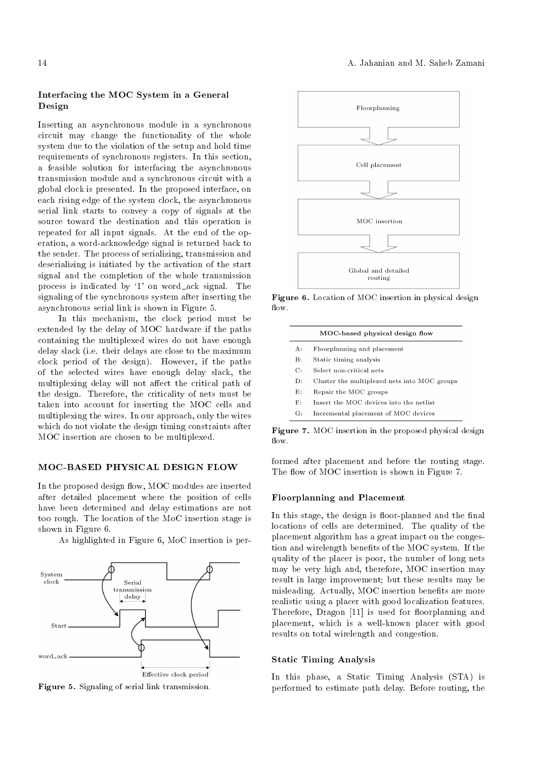### Interfacing the MOC System in a General Design

Inserting an asynchronous module in a synchronous circuit may change the functionality of the whole system due to the violation of the setup and hold time requirements of synchronous registers. In this section, a feasible solution for interfacing the asynchronous transmission module and a synchronous circuit with a global clock is presented. In the proposed interface, on each rising edge of the system clock, the asynchronous serial link starts to convey a copy of signals at the source toward the destination and this operation is repeated for all input signals. At the end of the operation, a word-acknowledge signal is returned back to the sender. The process of serializing, transmission and deserializing is initiated by the activation of the start signal and the completion of the whole transmission process is indicated by '1' on word_ack signal. The signaling of the synchronous system after inserting the asynchronous serial link is shown in Figure 5.

In this mechanism, the clock period must be extended by the delay of MOC hardware if the paths containing the multiplexed wires do not have enough delay slack (i.e. their delays are close to the maximum clock period of the design). However, if the paths of the selected wires have enough delay slack, the multiplexing delay will not affect the critical path of the design. Therefore, the criticality of nets must be taken into account for inserting the MOC cells and multiplexing the wires. In our approach, only the wires which do not violate the design timing constraints after MOC insertion are chosen to be multiplexed.

## MOC-BASED PHYSICAL DESIGN FLOW

In the proposed design flow, MOC modules are inserted after detailed placement where the position of cells have been determined and delay estimations are not too rough. The location of the MoC insertion stage is shown in Figure 6.

As highlighted in Figure 6, MoC insertion is performed after placement and before the routing stage. The flow of MOC insertion is shown in Figure 7.

Figure 5. Signaling of serial link transmission.

Figure 6. Location of MOC insertion in physical design flow.

| MOC-based physical design flow | |
|---|---|
| A: | Floorplanning and placement |
| B: | Static timing analysis |
| C: | Select non-critical nets |
| D: | Cluster the multiplexed nets into MOC groups |
| E: | Repair the MOC groups |
| F: | Insert the MOC devices into the netlist |
| G: | Incremental placement of MOC devices |

Figure 7. MOC insertion in the proposed physical design flow.

### Floorplanning and Placement

In this stage, the design is floor-planned and the final locations of cells are determined. The quality of the placement algorithm has a great impact on the congestion and wirelength benefits of the MOC system. If the quality of the placer is poor, the number of long nets may be very high and, therefore, MOC insertion may result in large improvement; but these results may be misleading. Actually, MOC insertion benefits are more realistic using a placer with good localization features. Therefore, Dragon [11] is used for floorplanning and placement, which is a well-known placer with good results on total wirelength and congestion.

### Static Timing Analysis

In this phase, a Static Timing Analysis (STA) is performed to estimate path delay. Before routing, the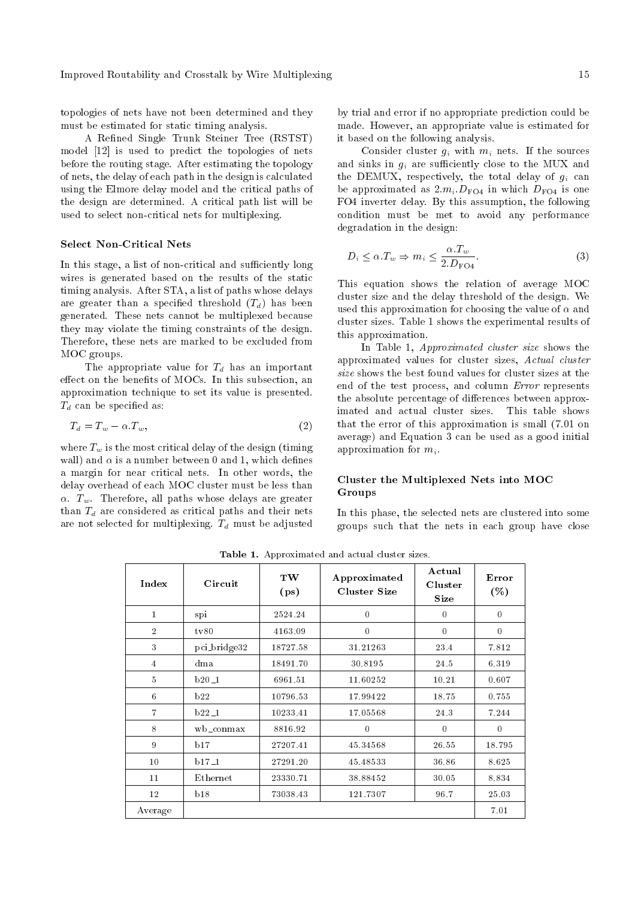topologies of nets have not been determined and they must be estimated for static timing analysis.

A Refined Single Trunk Steiner Tree (RSTST) model [12] is used to predict the topologies of nets before the routing stage. After estimating the topology of nets, the delay of each path in the design is calculated using the Elmore delay model and the critical paths of the design are determined. A critical path list will be used to select non-critical nets for multiplexing.

### Select Non-Critical Nets

In this stage, a list of non-critical and sufficiently long wires is generated based on the results of the static timing analysis. After STA, a list of paths whose delays are greater than a specified threshold ($T_d$) has been generated. These nets cannot be multiplexed because they may violate the timing constraints of the design. Therefore, these nets are marked to be excluded from MOC groups.

The appropriate value for $T_d$ has an important effect on the benefits of MOCs. In this subsection, an approximation technique to set its value is presented. $T_d$ can be specified as:

$$T_d = T_w - \alpha . T_w, \tag{2}$$

where $T_w$ is the most critical delay of the design (timing wall) and $\alpha$ is a number between 0 and 1, which defines a margin for near critical nets. In other words, the delay overhead of each MOC cluster must be less than $\alpha . T_w$. Therefore, all paths whose delays are greater than $T_d$ are considered as critical paths and their nets are not selected for multiplexing. $T_d$ must be adjusted by trial and error if no appropriate prediction could be made. However, an appropriate value is estimated for it based on the following analysis.

Consider cluster $g_i$ with $m_i$ nets. If the sources and sinks in $g_i$ are sufficiently close to the MUX and the DEMUX, respectively, the total delay of $g_i$ can be approximated as $2.m_i.D_{\text{FO4}}$ in which $D_{\text{FO4}}$ is one FO4 inverter delay. By this assumption, the following condition must be met to avoid any performance degradation in the design:

$$D_i \le \alpha . T_w \Rightarrow m_i \le \frac{\alpha . T_w}{2.D_{\text{FO4}}}. \tag{3}$$

This equation shows the relation of average MOC cluster size and the delay threshold of the design. We used this approximation for choosing the value of $\alpha$ and cluster sizes. Table 1 shows the experimental results of this approximation.

In Table 1, *Approximated cluster size* shows the approximated values for cluster sizes, *Actual cluster size* shows the best found values for cluster sizes at the end of the test process, and column *Error* represents the absolute percentage of differences between approximated and actual cluster sizes. This table shows that the error of this approximation is small (7.01 on average) and Equation 3 can be used as a good initial approximation for $m_i$.

### Cluster the Multiplexed Nets into MOC Groups

In this phase, the selected nets are clustered into some groups such that the nets in each group have close

**Table 1.** Approximated and actual cluster sizes.

| Index | Circuit | TW (ps) | Approximated Cluster Size | Actual Cluster Size | Error (%) |
|---|---|---|---|---|---|
| 1 | spi | 2524.24 | 0 | 0 | 0 |
| 2 | tv80 | 4163.09 | 0 | 0 | 0 |
| 3 | pci_bridge32 | 18727.58 | 31.21263 | 23.4 | 7.812 |
| 4 | dma | 18491.70 | 30.8195 | 24.5 | 6.319 |
| 5 | b20_1 | 6961.51 | 11.60252 | 10.21 | 0.607 |
| 6 | b22 | 10796.53 | 17.99422 | 18.75 | 0.755 |
| 7 | b22_1 | 10233.41 | 17.05568 | 24.3 | 7.244 |
| 8 | wb_conmax | 8816.92 | 0 | 0 | 0 |
| 9 | b17 | 27207.41 | 45.34568 | 26.55 | 18.795 |
| 10 | b17_1 | 27291.20 | 45.48533 | 36.86 | 8.625 |
| 11 | Ethernet | 23330.71 | 38.88452 | 30.05 | 8.834 |
| 12 | b18 | 73038.43 | 121.7307 | 96.7 | 25.03 |
| Average | | | | | 7.01 |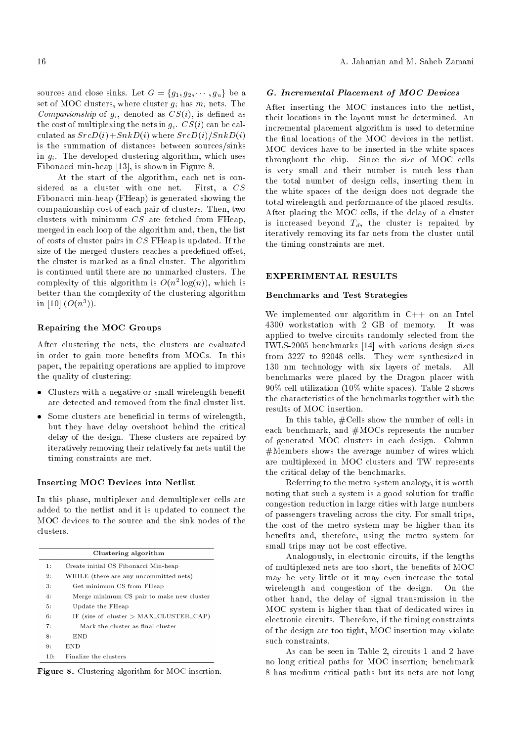sources and close sinks. Let $G = \{g_1, g_2, \cdots, g_n\}$ be a set of MOC clusters, where cluster $g_i$ has $m_i$ nets. The *Companionship* of $g_i$, denoted as $CS(i)$, is defined as the cost of multiplexing the nets in $g_i$. $CS(i)$ can be calculated as $SrcD(i)+SnkD(i)$ where $SrcD(i)/SnkD(i)$ is the summation of distances between sources/sinks in $g_i$. The developed clustering algorithm, which uses Fibonacci min-heap [13], is shown in Figure 8.

At the start of the algorithm, each net is considered as a cluster with one net. First, a $CS$ Fibonacci min-heap (FHeap) is generated showing the companionship cost of each pair of clusters. Then, two clusters with minimum $CS$ are fetched from FHeap, merged in each loop of the algorithm and, then, the list of costs of cluster pairs in $CS$ FHeap is updated. If the size of the merged clusters reaches a predefined offset, the cluster is marked as a final cluster. The algorithm is continued until there are no unmarked clusters. The complexity of this algorithm is $O(n^2 \log(n))$, which is better than the complexity of the clustering algorithm in [10] ($O(n^3)$).

### Repairing the MOC Groups

After clustering the nets, the clusters are evaluated in order to gain more benefits from MOCs. In this paper, the repairing operations are applied to improve the quality of clustering:

- Clusters with a negative or small wirelength benefit are detected and removed from the final cluster list.
- Some clusters are beneficial in terms of wirelength, but they have delay overshoot behind the critical delay of the design. These clusters are repaired by iteratively removing their relatively far nets until the timing constraints are met.

### Inserting MOC Devices into Netlist

In this phase, multiplexer and demultiplexer cells are added to the netlist and it is updated to connect the MOC devices to the source and the sink nodes of the clusters.

```
Clustering algorithm
1:  Create initial CS Fibonacci Min-heap
2:  WHILE (there are any uncommitted nets)
3:     Get minimum CS from FHeap
4:     Merge minimum CS pair to make new cluster
5:     Update the FHeap
6:     IF (size of cluster > MAX_CLUSTER_CAP)
7:        Mark the cluster as final cluster
8:     END
9:  END
10: Finalize the clusters
```

**Figure 8.** Clustering algorithm for MOC insertion.

### G. Incremental Placement of MOC Devices

After inserting the MOC instances into the netlist, their locations in the layout must be determined. An incremental placement algorithm is used to determine the final locations of the MOC devices in the netlist. MOC devices have to be inserted in the white spaces throughout the chip. Since the size of MOC cells is very small and their number is much less than the total number of design cells, inserting them in the white spaces of the design does not degrade the total wirelength and performance of the placed results. After placing the MOC cells, if the delay of a cluster is increased beyond $T_d$, the cluster is repaired by iteratively removing its far nets from the cluster until the timing constraints are met.

## EXPERIMENTAL RESULTS

### Benchmarks and Test Strategies

We implemented our algorithm in C++ on an Intel 4300 workstation with 2 GB of memory. It was applied to twelve circuits randomly selected from the IWLS-2005 benchmarks [14] with various design sizes from 3227 to 92048 cells. They were synthesized in 130 nm technology with six layers of metals. All benchmarks were placed by the Dragon placer with 90% cell utilization (10% white spaces). Table 2 shows the characteristics of the benchmarks together with the results of MOC insertion.

In this table, #Cells show the number of cells in each benchmark, and #MOCs represents the number of generated MOC clusters in each design. Column #Members shows the average number of wires which are multiplexed in MOC clusters and TW represents the critical delay of the benchmarks.

Referring to the metro system analogy, it is worth noting that such a system is a good solution for traffic congestion reduction in large cities with large numbers of passengers traveling across the city. For small trips, the cost of the metro system may be higher than its benefits and, therefore, using the metro system for small trips may not be cost effective.

Analogously, in electronic circuits, if the lengths of multiplexed nets are too short, the benefits of MOC may be very little or it may even increase the total wirelength and congestion of the design. On the other hand, the delay of signal transmission in the MOC system is higher than that of dedicated wires in electronic circuits. Therefore, if the timing constraints of the design are too tight, MOC insertion may violate such constraints.

As can be seen in Table 2, circuits 1 and 2 have no long critical paths for MOC insertion; benchmark 8 has medium critical paths but its nets are not long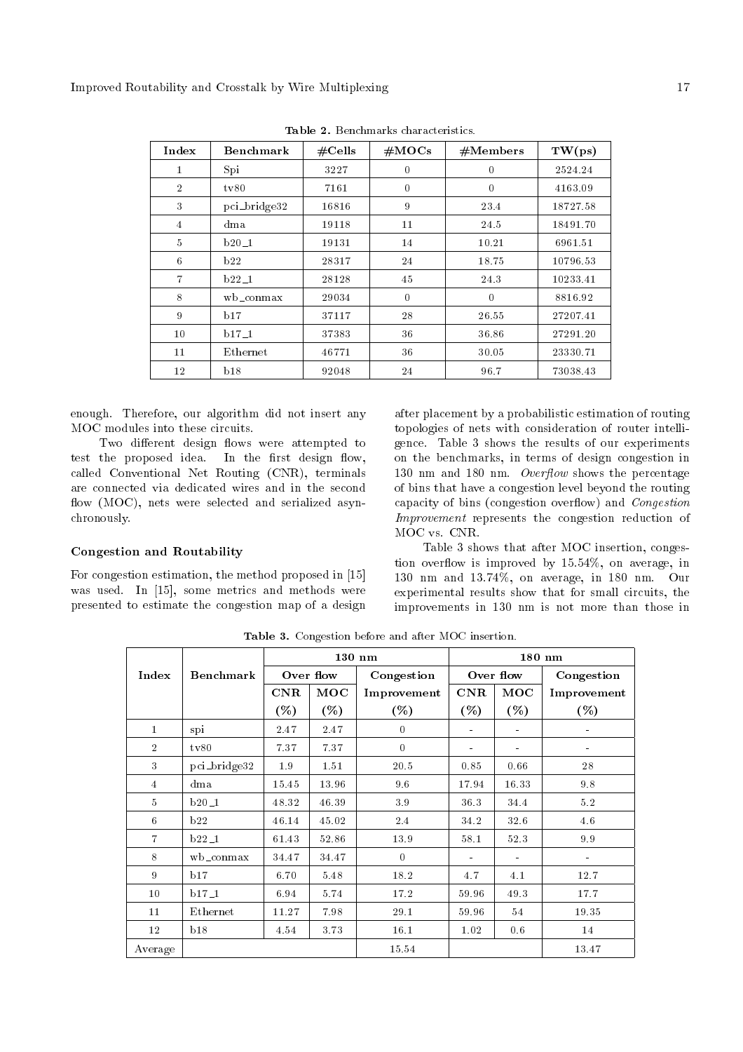**Table 2.** Benchmarks characteristics.

| Index | Benchmark | #Cells | #MOCs | #Members | TW(ps) |
|---|---|---|---|---|---|
| 1 | Spi | 3227 | 0 | 0 | 2524.24 |
| 2 | tv80 | 7161 | 0 | 0 | 4163.09 |
| 3 | pci_bridge32 | 16816 | 9 | 23.4 | 18727.58 |
| 4 | dma | 19118 | 11 | 24.5 | 18491.70 |
| 5 | b20_1 | 19131 | 14 | 10.21 | 6961.51 |
| 6 | b22 | 28317 | 24 | 18.75 | 10796.53 |
| 7 | b22_1 | 28128 | 45 | 24.3 | 10233.41 |
| 8 | wb_conmax | 29034 | 0 | 0 | 8816.92 |
| 9 | b17 | 37117 | 28 | 26.55 | 27207.41 |
| 10 | b17_1 | 37383 | 36 | 36.86 | 27291.20 |
| 11 | Ethernet | 46771 | 36 | 30.05 | 23330.71 |
| 12 | b18 | 92048 | 24 | 96.7 | 73038.43 |

enough. Therefore, our algorithm did not insert any MOC modules into these circuits.

Two different design flows were attempted to test the proposed idea. In the first design flow, called Conventional Net Routing (CNR), terminals are connected via dedicated wires and in the second flow (MOC), nets were selected and serialized asynchronously.

### Congestion and Routability

For congestion estimation, the method proposed in [15] was used. In [15], some metrics and methods were presented to estimate the congestion map of a design after placement by a probabilistic estimation of routing topologies of nets with consideration of router intelligence. Table 3 shows the results of our experiments on the benchmarks, in terms of design congestion in 130 nm and 180 nm. *Overflow* shows the percentage of bins that have a congestion level beyond the routing capacity of bins (congestion overflow) and *Congestion Improvement* represents the congestion reduction of MOC vs. CNR.

Table 3 shows that after MOC insertion, congestion overflow is improved by 15.54%, on average, in 130 nm and 13.74%, on average, in 180 nm. Our experimental results show that for small circuits, the improvements in 130 nm is not more than those in

**Table 3.** Congestion before and after MOC insertion.

| Index | Benchmark | 130 nm | | | 180 nm | | |
|---|---|---|---|---|---|---|---|
| | | Over flow | | Congestion Improvement (%) | Over flow | | Congestion Improvement (%) |
| | | CNR (%) | MOC (%) | | CNR (%) | MOC (%) | |
| 1 | spi | 2.47 | 2.47 | 0 | - | - | - |
| 2 | tv80 | 7.37 | 7.37 | 0 | - | - | - |
| 3 | pci_bridge32 | 1.9 | 1.51 | 20.5 | 0.85 | 0.66 | 28 |
| 4 | dma | 15.45 | 13.96 | 9.6 | 17.94 | 16.33 | 9.8 |
| 5 | b20_1 | 48.32 | 46.39 | 3.9 | 36.3 | 34.4 | 5.2 |
| 6 | b22 | 46.14 | 45.02 | 2.4 | 34.2 | 32.6 | 4.6 |
| 7 | b22_1 | 61.43 | 52.86 | 13.9 | 58.1 | 52.3 | 9.9 |
| 8 | wb_conmax | 34.47 | 34.47 | 0 | - | - | - |
| 9 | b17 | 6.70 | 5.48 | 18.2 | 4.7 | 4.1 | 12.7 |
| 10 | b17_1 | 6.94 | 5.74 | 17.2 | 59.96 | 49.3 | 17.7 |
| 11 | Ethernet | 11.27 | 7.98 | 29.1 | 59.96 | 54 | 19.35 |
| 12 | b18 | 4.54 | 3.73 | 16.1 | 1.02 | 0.6 | 14 |
| Average | | | | 15.54 | | | 13.47 |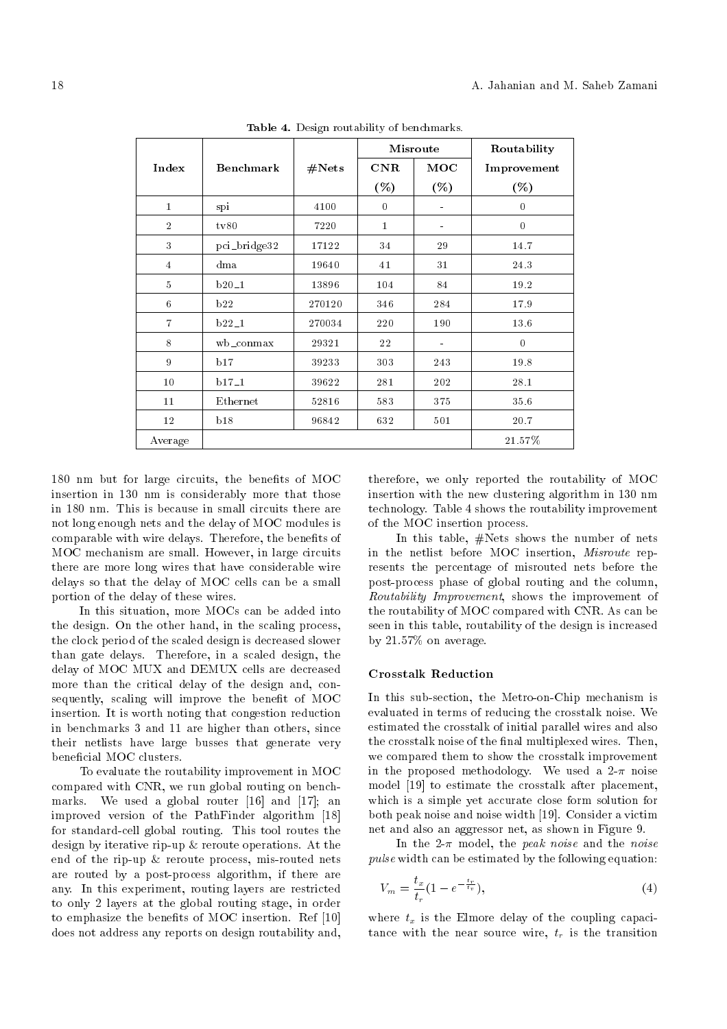**Table 4.** Design routability of benchmarks.

| Index | Benchmark | #Nets | Misroute | | Routability |
|---|---|---|---|---|---|
| | | | CNR | MOC | Improvement |
| | | | (%) | (%) | (%) |
| 1 | spi | 4100 | 0 | - | 0 |
| 2 | tv80 | 7220 | 1 | - | 0 |
| 3 | pci_bridge32 | 17122 | 34 | 29 | 14.7 |
| 4 | dma | 19640 | 41 | 31 | 24.3 |
| 5 | b20_1 | 13896 | 104 | 84 | 19.2 |
| 6 | b22 | 270120 | 346 | 284 | 17.9 |
| 7 | b22_1 | 270034 | 220 | 190 | 13.6 |
| 8 | wb_conmax | 29321 | 22 | - | 0 |
| 9 | b17 | 39233 | 303 | 243 | 19.8 |
| 10 | b17_1 | 39622 | 281 | 202 | 28.1 |
| 11 | Ethernet | 52816 | 583 | 375 | 35.6 |
| 12 | b18 | 96842 | 632 | 501 | 20.7 |
| Average | | | | | 21.57% |

180 nm but for large circuits, the benefits of MOC insertion in 130 nm is considerably more that those in 180 nm. This is because in small circuits there are not long enough nets and the delay of MOC modules is comparable with wire delays. Therefore, the benefits of MOC mechanism are small. However, in large circuits there are more long wires that have considerable wire delays so that the delay of MOC cells can be a small portion of the delay of these wires.

In this situation, more MOCs can be added into the design. On the other hand, in the scaling process, the clock period of the scaled design is decreased slower than gate delays. Therefore, in a scaled design, the delay of MOC MUX and DEMUX cells are decreased more than the critical delay of the design and, consequently, scaling will improve the benefit of MOC insertion. It is worth noting that congestion reduction in benchmarks 3 and 11 are higher than others, since their netlists have large busses that generate very beneficial MOC clusters.

To evaluate the routability improvement in MOC compared with CNR, we run global routing on benchmarks. We used a global router [16] and [17]; an improved version of the PathFinder algorithm [18] for standard-cell global routing. This tool routes the design by iterative rip-up & reroute operations. At the end of the rip-up & reroute process, mis-routed nets are routed by a post-process algorithm, if there are any. In this experiment, routing layers are restricted to only 2 layers at the global routing stage, in order to emphasize the benefits of MOC insertion. Ref [10] does not address any reports on design routability and, therefore, we only reported the routability of MOC insertion with the new clustering algorithm in 130 nm technology. Table 4 shows the routability improvement of the MOC insertion process.

In this table, #Nets shows the number of nets in the netlist before MOC insertion, *Misroute* represents the percentage of misrouted nets before the post-process phase of global routing and the column, *Routability Improvement*, shows the improvement of the routability of MOC compared with CNR. As can be seen in this table, routability of the design is increased by 21.57% on average.

### Crosstalk Reduction

In this sub-section, the Metro-on-Chip mechanism is evaluated in terms of reducing the crosstalk noise. We estimated the crosstalk of initial parallel wires and also the crosstalk noise of the final multiplexed wires. Then, we compared them to show the crosstalk improvement in the proposed methodology. We used a 2-$\pi$ noise model [19] to estimate the crosstalk after placement, which is a simple yet accurate close form solution for both peak noise and noise width [19]. Consider a victim net and also an aggressor net, as shown in Figure 9.

In the 2-$\pi$ model, the *peak noise* and the *noise pulse* width can be estimated by the following equation:

$$V_m = \frac{t_x}{t_r}(1 - e^{-\frac{t_r}{t_v}}), \tag{4}$$

where $t_x$ is the Elmore delay of the coupling capacitance with the near source wire, $t_r$ is the transition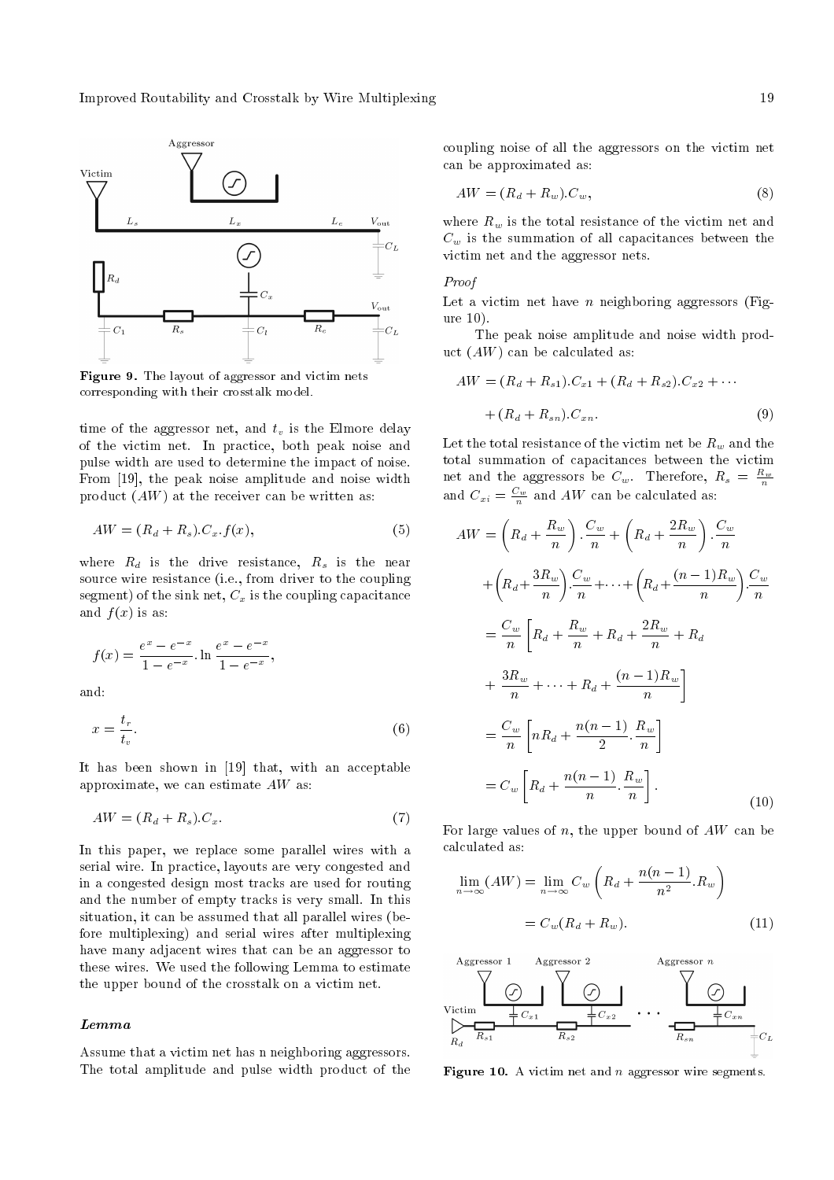Figure 9. The layout of aggressor and victim nets corresponding with their crosstalk model.

time of the aggressor net, and $t_v$ is the Elmore delay of the victim net. In practice, both peak noise and pulse width are used to determine the impact of noise. From [19], the peak noise amplitude and noise width product ($AW$) at the receiver can be written as:

$$AW = (R_d + R_s).C_x.f(x), \tag{5}$$

where $R_d$ is the drive resistance, $R_s$ is the near source wire resistance (i.e., from driver to the coupling segment) of the sink net, $C_x$ is the coupling capacitance and $f(x)$ is as:

$$f(x) = \frac{e^x - e^{-x}}{1 - e^{-x}}.\ln\frac{e^x - e^{-x}}{1 - e^{-x}},$$

and:

$$x = \frac{t_r}{t_v}. \tag{6}$$

It has been shown in [19] that, with an acceptable approximate, we can estimate $AW$ as:

$$AW = (R_d + R_s).C_x. \tag{7}$$

In this paper, we replace some parallel wires with a serial wire. In practice, layouts are very congested and in a congested design most tracks are used for routing and the number of empty tracks is very small. In this situation, it can be assumed that all parallel wires (before multiplexing) and serial wires after multiplexing have many adjacent wires that can be an aggressor to these wires. We used the following Lemma to estimate the upper bound of the crosstalk on a victim net.

### Lemma

Assume that a victim net has n neighboring aggressors. The total amplitude and pulse width product of the coupling noise of all the aggressors on the victim net can be approximated as:

$$AW = (R_d + R_w).C_w, \tag{8}$$

where $R_w$ is the total resistance of the victim net and $C_w$ is the summation of all capacitances between the victim net and the aggressor nets.

*Proof*

Let a victim net have $n$ neighboring aggressors (Figure 10).

The peak noise amplitude and noise width product ($AW$) can be calculated as:

$$AW = (R_d + R_{s1}).C_{x1} + (R_d + R_{s2}).C_{x2} + \cdots + (R_d + R_{sn}).C_{xn}. \tag{9}$$

Let the total resistance of the victim net be $R_w$ and the total summation of capacitances between the victim net and the aggressors be $C_w$. Therefore, $R_s = \frac{R_w}{n}$ and $C_{xi} = \frac{C_w}{n}$ and $AW$ can be calculated as:

$$\begin{aligned} AW &= \left(R_d + \frac{R_w}{n}\right).\frac{C_w}{n} + \left(R_d + \frac{2R_w}{n}\right).\frac{C_w}{n} \\ &+ \left(R_d + \frac{3R_w}{n}\right).\frac{C_w}{n} + \cdots + \left(R_d + \frac{(n-1)R_w}{n}\right).\frac{C_w}{n} \\ &= \frac{C_w}{n}\left[R_d + \frac{R_w}{n} + R_d + \frac{2R_w}{n} + R_d \right. \\ &\left. + \frac{3R_w}{n} + \cdots + R_d + \frac{(n-1)R_w}{n}\right] \\ &= \frac{C_w}{n}\left[nR_d + \frac{n(n-1)}{2}.\frac{R_w}{n}\right] \\ &= C_w\left[R_d + \frac{n(n-1)}{n}.\frac{R_w}{n}\right]. \end{aligned} \tag{10}$$

For large values of $n$, the upper bound of $AW$ can be calculated as:

$$\begin{aligned} \lim_{n\to\infty}(AW) &= \lim_{n\to\infty} C_w\left(R_d + \frac{n(n-1)}{n^2}.R_w\right) \\ &= C_w(R_d + R_w). \end{aligned} \tag{11}$$

Figure 10. A victim net and $n$ aggressor wire segments.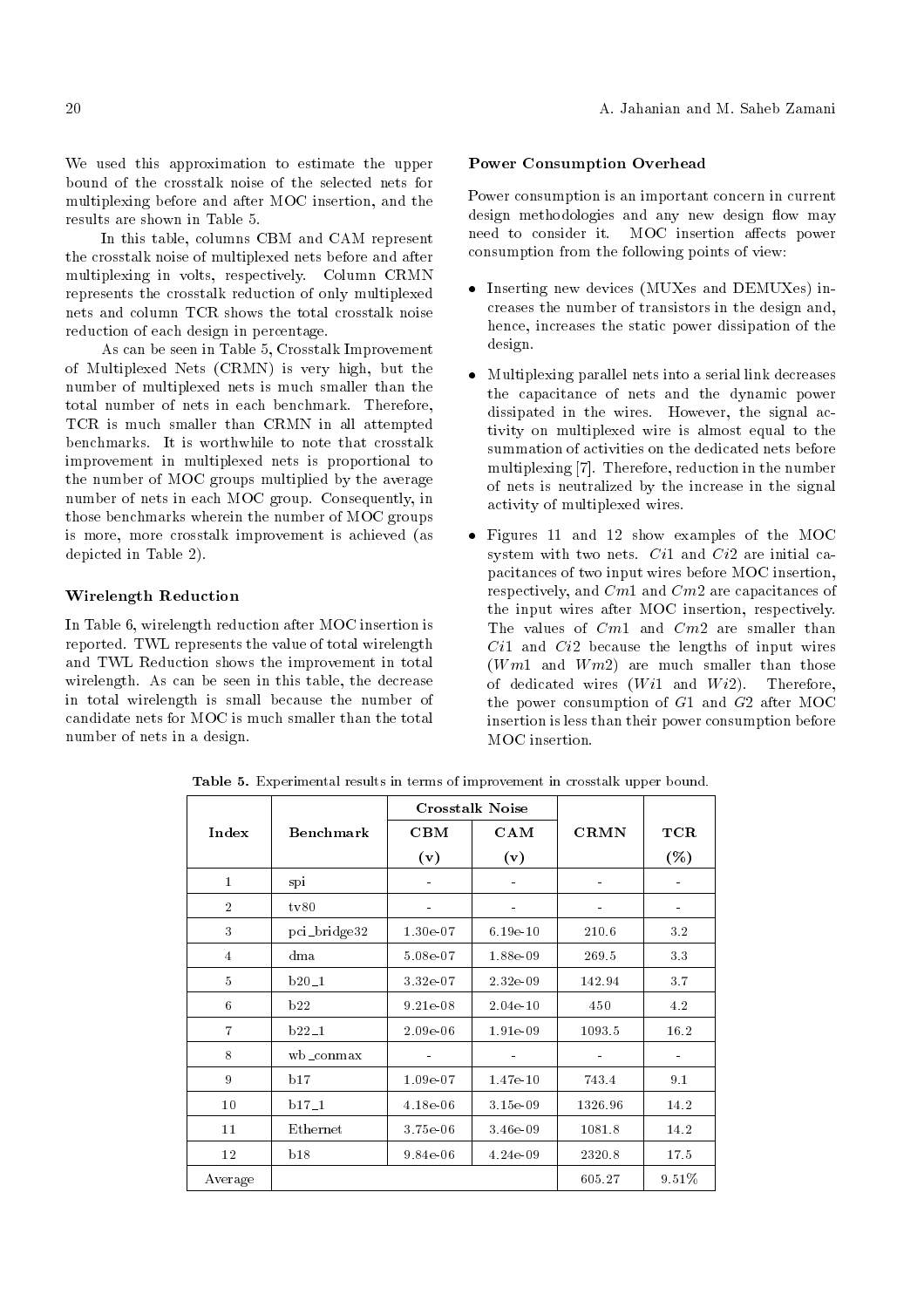We used this approximation to estimate the upper bound of the crosstalk noise of the selected nets for multiplexing before and after MOC insertion, and the results are shown in Table 5.

In this table, columns CBM and CAM represent the crosstalk noise of multiplexed nets before and after multiplexing in volts, respectively. Column CRMN represents the crosstalk reduction of only multiplexed nets and column TCR shows the total crosstalk noise reduction of each design in percentage.

As can be seen in Table 5, Crosstalk Improvement of Multiplexed Nets (CRMN) is very high, but the number of multiplexed nets is much smaller than the total number of nets in each benchmark. Therefore, TCR is much smaller than CRMN in all attempted benchmarks. It is worthwhile to note that crosstalk improvement in multiplexed nets is proportional to the number of MOC groups multiplied by the average number of nets in each MOC group. Consequently, in those benchmarks wherein the number of MOC groups is more, more crosstalk improvement is achieved (as depicted in Table 2).

### Wirelength Reduction

In Table 6, wirelength reduction after MOC insertion is reported. TWL represents the value of total wirelength and TWL Reduction shows the improvement in total wirelength. As can be seen in this table, the decrease in total wirelength is small because the number of candidate nets for MOC is much smaller than the total number of nets in a design.

### Power Consumption Overhead

Power consumption is an important concern in current design methodologies and any new design flow may need to consider it. MOC insertion affects power consumption from the following points of view:

- Inserting new devices (MUXes and DEMUXes) increases the number of transistors in the design and, hence, increases the static power dissipation of the design.
- Multiplexing parallel nets into a serial link decreases the capacitance of nets and the dynamic power dissipated in the wires. However, the signal activity on multiplexed wire is almost equal to the summation of activities on the dedicated nets before multiplexing [7]. Therefore, reduction in the number of nets is neutralized by the increase in the signal activity of multiplexed wires.
- Figures 11 and 12 show examples of the MOC system with two nets. $Ci1$ and $Ci2$ are initial capacitances of two input wires before MOC insertion, respectively, and $Cm1$ and $Cm2$ are capacitances of the input wires after MOC insertion, respectively. The values of $Cm1$ and $Cm2$ are smaller than $Ci1$ and $Ci2$ because the lengths of input wires ($Wm1$ and $Wm2$) are much smaller than those of dedicated wires ($Wi1$ and $Wi2$). Therefore, the power consumption of $G1$ and $G2$ after MOC insertion is less than their power consumption before MOC insertion.

**Table 5.** Experimental results in terms of improvement in crosstalk upper bound.

| Index | Benchmark | Crosstalk Noise | | CRMN | TCR |
|---|---|---|---|---|---|
| | | CBM (v) | CAM (v) | | (%) |
| 1 | spi | - | - | - | - |
| 2 | tv80 | - | - | - | - |
| 3 | pci_bridge32 | 1.30e-07 | 6.19e-10 | 210.6 | 3.2 |
| 4 | dma | 5.08e-07 | 1.88e-09 | 269.5 | 3.3 |
| 5 | b20_1 | 3.32e-07 | 2.32e-09 | 142.94 | 3.7 |
| 6 | b22 | 9.21e-08 | 2.04e-10 | 450 | 4.2 |
| 7 | b22_1 | 2.09e-06 | 1.91e-09 | 1093.5 | 16.2 |
| 8 | wb_conmax | - | - | - | - |
| 9 | b17 | 1.09e-07 | 1.47e-10 | 743.4 | 9.1 |
| 10 | b17_1 | 4.18e-06 | 3.15e-09 | 1326.96 | 14.2 |
| 11 | Ethernet | 3.75e-06 | 3.46e-09 | 1081.8 | 14.2 |
| 12 | b18 | 9.84e-06 | 4.24e-09 | 2320.8 | 17.5 |
| Average | | | | 605.27 | 9.51% |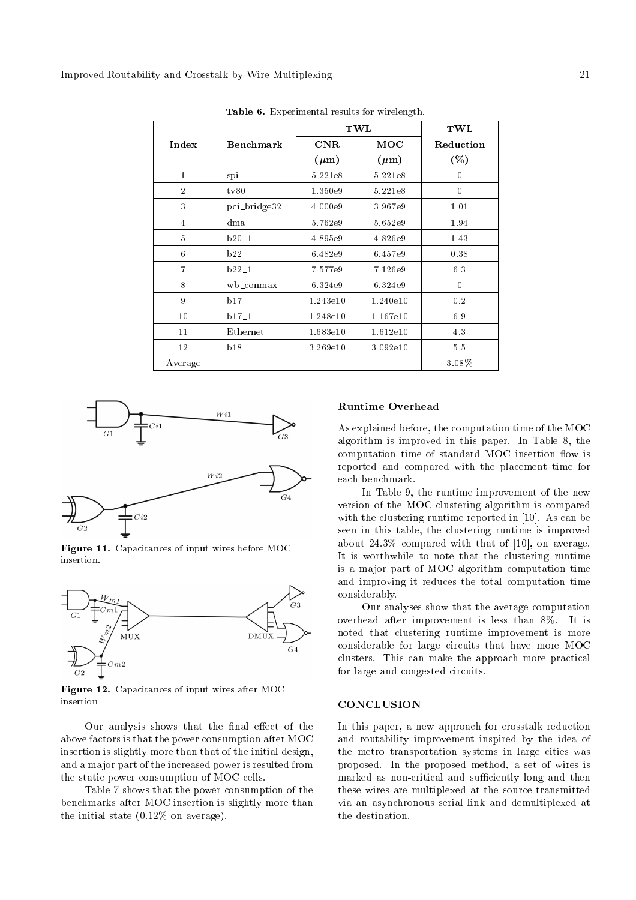**Table 6.** Experimental results for wirelength.

| Index | Benchmark | TWL | | TWL |
|---|---|---|---|---|
| | | CNR ($\mu$m) | MOC ($\mu$m) | Reduction (%) |
| 1 | spi | 5.221e8 | 5.221e8 | 0 |
| 2 | tv80 | 1.350e9 | 5.221e8 | 0 |
| 3 | pci_bridge32 | 4.000e9 | 3.967e9 | 1.01 |
| 4 | dma | 5.762e9 | 5.652e9 | 1.94 |
| 5 | b20_1 | 4.895e9 | 4.826e9 | 1.43 |
| 6 | b22 | 6.482e9 | 6.457e9 | 0.38 |
| 7 | b22_1 | 7.577e9 | 7.126e9 | 6.3 |
| 8 | wb_conmax | 6.324e9 | 6.324e9 | 0 |
| 9 | b17 | 1.243e10 | 1.240e10 | 0.2 |
| 10 | b17_1 | 1.248e10 | 1.167e10 | 6.9 |
| 11 | Ethernet | 1.683e10 | 1.612e10 | 4.3 |
| 12 | b18 | 3.269e10 | 3.092e10 | 5.5 |
| Average | | | | 3.08% |

**Figure 11.** Capacitances of input wires before MOC insertion.

**Figure 12.** Capacitances of input wires after MOC insertion.

Our analysis shows that the final effect of the above factors is that the power consumption after MOC insertion is slightly more than that of the initial design, and a major part of the increased power is resulted from the static power consumption of MOC cells.

Table 7 shows that the power consumption of the benchmarks after MOC insertion is slightly more than the initial state (0.12% on average).

### Runtime Overhead

As explained before, the computation time of the MOC algorithm is improved in this paper. In Table 8, the computation time of standard MOC insertion flow is reported and compared with the placement time for each benchmark.

In Table 9, the runtime improvement of the new version of the MOC clustering algorithm is compared with the clustering runtime reported in [10]. As can be seen in this table, the clustering runtime is improved about 24.3% compared with that of [10], on average. It is worthwhile to note that the clustering runtime is a major part of MOC algorithm computation time and improving it reduces the total computation time considerably.

Our analyses show that the average computation overhead after improvement is less than 8%. It is noted that clustering runtime improvement is more considerable for large circuits that have more MOC clusters. This can make the approach more practical for large and congested circuits.

## CONCLUSION

In this paper, a new approach for crosstalk reduction and routability improvement inspired by the idea of the metro transportation systems in large cities was proposed. In the proposed method, a set of wires is marked as non-critical and sufficiently long and then these wires are multiplexed at the source transmitted via an asynchronous serial link and demultiplexed at the destination.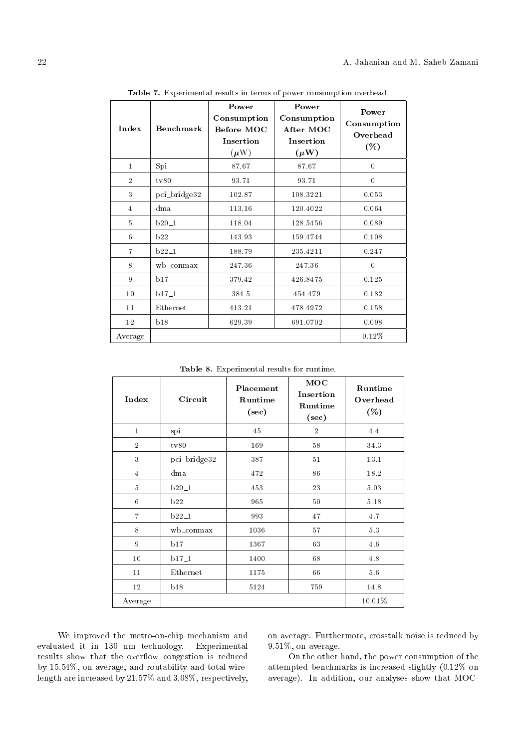**Table 7.** Experimental results in terms of power consumption overhead.

| Index | Benchmark | Power Consumption Before MOC Insertion ($\mu$W) | Power Consumption After MOC Insertion ($\mu$W) | Power Consumption Overhead (%) |
|---|---|---|---|---|
| 1 | Spi | 87.67 | 87.67 | 0 |
| 2 | tv80 | 93.71 | 93.71 | 0 |
| 3 | pci_bridge32 | 102.87 | 108.3221 | 0.053 |
| 4 | dma | 113.16 | 120.4022 | 0.064 |
| 5 | b20_1 | 118.04 | 128.5456 | 0.089 |
| 6 | b22 | 143.93 | 159.4744 | 0.108 |
| 7 | b22_1 | 188.79 | 235.4211 | 0.247 |
| 8 | wb_conmax | 247.36 | 247.36 | 0 |
| 9 | b17 | 379.42 | 426.8475 | 0.125 |
| 10 | b17_1 | 384.5 | 454.479 | 0.182 |
| 11 | Ethernet | 413.21 | 478.4972 | 0.158 |
| 12 | b18 | 629.39 | 691.0702 | 0.098 |
| Average | | | | 0.12% |

**Table 8.** Experimental results for runtime.

| Index | Circuit | Placement Runtime (sec) | MOC Insertion Runtime (sec) | Runtime Overhead (%) |
|---|---|---|---|---|
| 1 | spi | 45 | 2 | 4.4 |
| 2 | tv80 | 169 | 58 | 34.3 |
| 3 | pci_bridge32 | 387 | 51 | 13.1 |
| 4 | dma | 472 | 86 | 18.2 |
| 5 | b20_1 | 453 | 23 | 5.03 |
| 6 | b22 | 965 | 50 | 5.18 |
| 7 | b22_1 | 993 | 47 | 4.7 |
| 8 | wb_conmax | 1036 | 57 | 5.3 |
| 9 | b17 | 1367 | 63 | 4.6 |
| 10 | b17_1 | 1400 | 68 | 4.8 |
| 11 | Ethernet | 1175 | 66 | 5.6 |
| 12 | b18 | 5124 | 759 | 14.8 |
| Average | | | | 10.01% |

We improved the metro-on-chip mechanism and evaluated it in 130 nm technology. Experimental results show that the overflow congestion is reduced by 15.54%, on average, and routability and total wirelength are increased by 21.57% and 3.08%, respectively, on average. Furthermore, crosstalk noise is reduced by 9.51%, on average.

On the other hand, the power consumption of the attempted benchmarks is increased slightly (0.12% on average). In addition, our analyses show that MOC-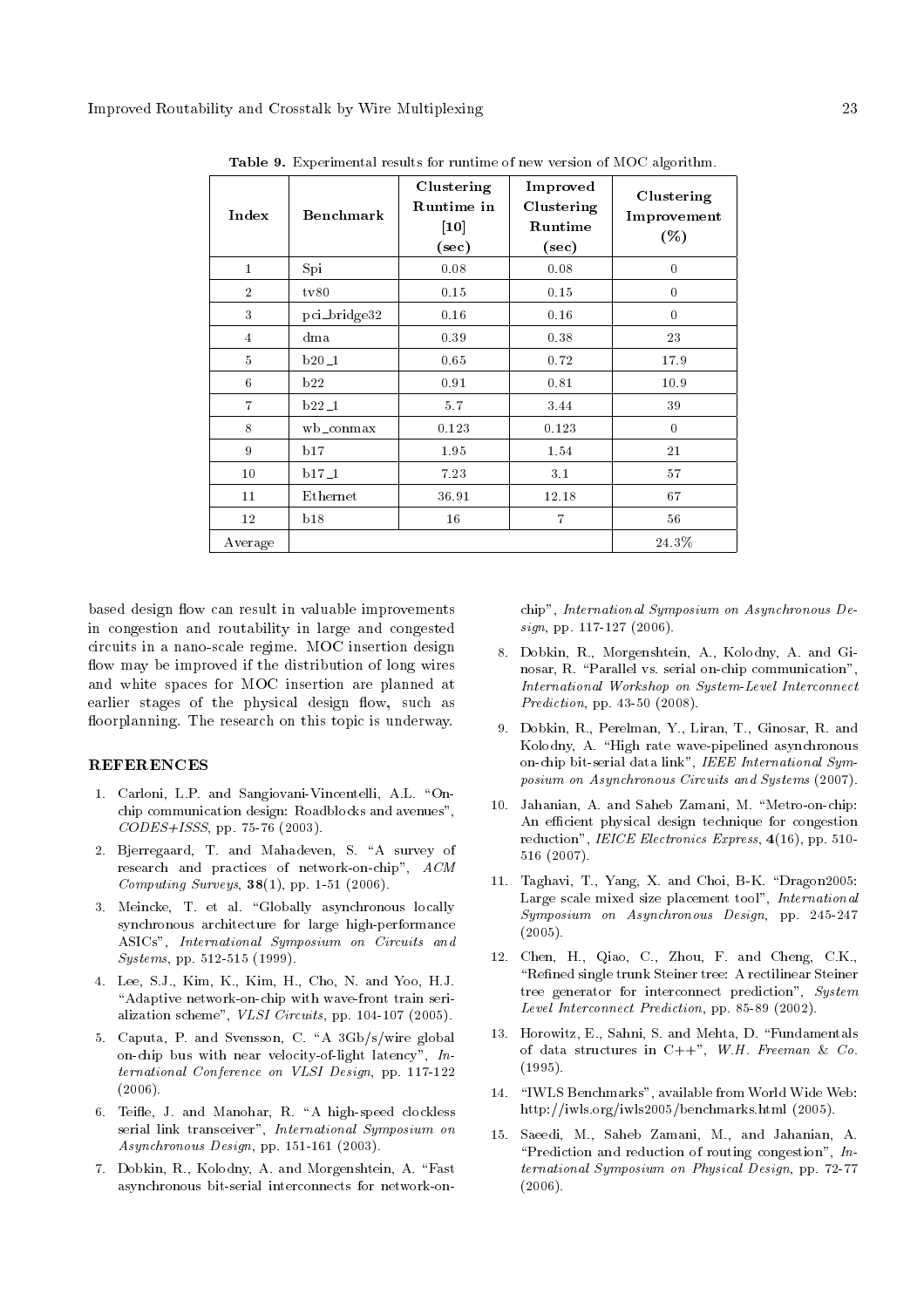**Table 9.** Experimental results for runtime of new version of MOC algorithm.

| Index | Benchmark | Clustering Runtime in [10] (sec) | Improved Clustering Runtime (sec) | Clustering Improvement (%) |
|---|---|---|---|---|
| 1 | Spi | 0.08 | 0.08 | 0 |
| 2 | tv80 | 0.15 | 0.15 | 0 |
| 3 | pci_bridge32 | 0.16 | 0.16 | 0 |
| 4 | dma | 0.39 | 0.38 | 23 |
| 5 | b20_1 | 0.65 | 0.72 | 17.9 |
| 6 | b22 | 0.91 | 0.81 | 10.9 |
| 7 | b22_1 | 5.7 | 3.44 | 39 |
| 8 | wb_conmax | 0.123 | 0.123 | 0 |
| 9 | b17 | 1.95 | 1.54 | 21 |
| 10 | b17_1 | 7.23 | 3.1 | 57 |
| 11 | Ethernet | 36.91 | 12.18 | 67 |
| 12 | b18 | 16 | 7 | 56 |
| Average | | | | 24.3% |

based design flow can result in valuable improvements in congestion and routability in large and congested circuits in a nano-scale regime. MOC insertion design flow may be improved if the distribution of long wires and white spaces for MOC insertion are planned at earlier stages of the physical design flow, such as floorplanning. The research on this topic is underway.

## REFERENCES

1. Carloni, L.P. and Sangiovani-Vincentelli, A.L. "On-chip communication design: Roadblocks and avenues", *CODES+ISSS*, pp. 75-76 (2003).
2. Bjerregaard, T. and Mahadeven, S. "A survey of research and practices of network-on-chip", *ACM Computing Surveys*, **38**(1), pp. 1-51 (2006).
3. Meincke, T. et al. "Globally asynchronous locally synchronous architecture for large high-performance ASICs", *International Symposium on Circuits and Systems*, pp. 512-515 (1999).
4. Lee, S.J., Kim, K., Kim, H., Cho, N. and Yoo, H.J. "Adaptive network-on-chip with wave-front train serialization scheme", *VLSI Circuits*, pp. 104-107 (2005).
5. Caputa, P. and Svensson, C. "A 3Gb/s/wire global on-chip bus with near velocity-of-light latency", *International Conference on VLSI Design*, pp. 117-122 (2006).
6. Teifle, J. and Manohar, R. "A high-speed clockless serial link transceiver", *International Symposium on Asynchronous Design*, pp. 151-161 (2003).
7. Dobkin, R., Kolodny, A. and Morgenshtein, A. "Fast asynchronous bit-serial interconnects for network-on-chip", *International Symposium on Asynchronous Design*, pp. 117-127 (2006).
8. Dobkin, R., Morgenshtein, A., Kolodny, A. and Ginosar, R. "Parallel vs. serial on-chip communication", *International Workshop on System-Level Interconnect Prediction*, pp. 43-50 (2008).
9. Dobkin, R., Perelman, Y., Liran, T., Ginosar, R. and Kolodny, A. "High rate wave-pipelined asynchronous on-chip bit-serial data link", *IEEE International Symposium on Asynchronous Circuits and Systems* (2007).
10. Jahanian, A. and Saheb Zamani, M. "Metro-on-chip: An efficient physical design technique for congestion reduction", *IEICE Electronics Express*, **4**(16), pp. 510-516 (2007).
11. Taghavi, T., Yang, X. and Choi, B-K. "Dragon2005: Large scale mixed size placement tool", *International Symposium on Asynchronous Design*, pp. 245-247 (2005).
12. Chen, H., Qiao, C., Zhou, F. and Cheng, C.K., "Refined single trunk Steiner tree: A rectilinear Steiner tree generator for interconnect prediction", *System Level Interconnect Prediction*, pp. 85-89 (2002).
13. Horowitz, E., Sahni, S. and Mehta, D. "Fundamentals of data structures in C++", *W.H. Freeman & Co.* (1995).
14. "IWLS Benchmarks", available from World Wide Web: http://iwls.org/iwls2005/benchmarks.html (2005).
15. Saeedi, M., Saheb Zamani, M., and Jahanian, A. "Prediction and reduction of routing congestion", *International Symposium on Physical Design*, pp. 72-77 (2006).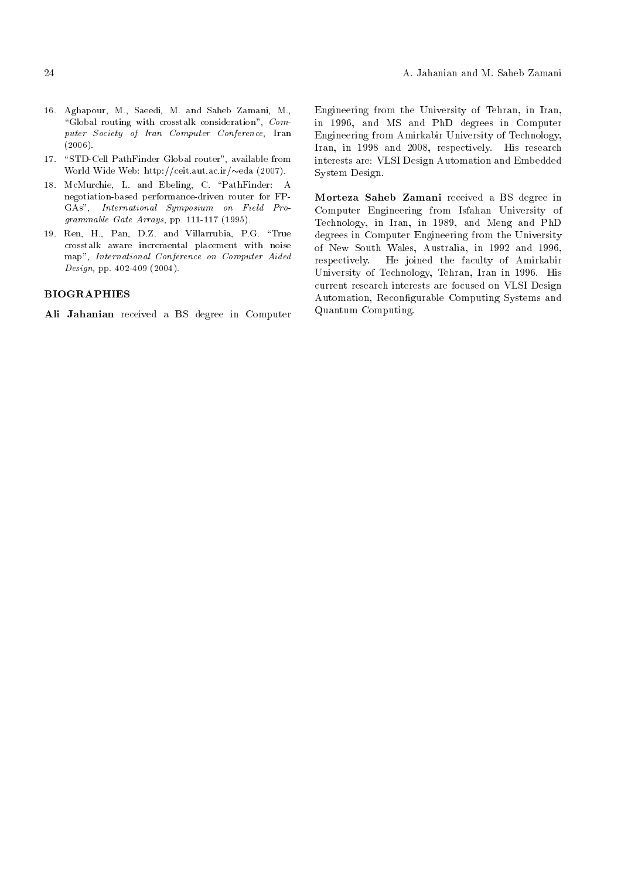16. Aghapour, M., Saeedi, M. and Saheb Zamani, M., "Global routing with crosstalk consideration", *Computer Society of Iran Computer Conference*, Iran (2006).
17. "STD-Cell PathFinder Global router", available from World Wide Web: http://ceit.aut.ac.ir/~eda (2007).
18. McMurchie, L. and Ebeling, C. "PathFinder: A negotiation-based performance-driven router for FPGAs", *International Symposium on Field Programmable Gate Arrays*, pp. 111-117 (1995).
19. Ren, H., Pan, D.Z. and Villarrubia, P.G. "True crosstalk aware incremental placement with noise map", *International Conference on Computer Aided Design*, pp. 402-409 (2004).

## BIOGRAPHIES

**Ali Jahanian** received a BS degree in Computer Engineering from the University of Tehran, in Iran, in 1996, and MS and PhD degrees in Computer Engineering from Amirkabir University of Technology, Iran, in 1998 and 2008, respectively. His research interests are: VLSI Design Automation and Embedded System Design.

**Morteza Saheb Zamani** received a BS degree in Computer Engineering from Isfahan University of Technology, in Iran, in 1989, and Meng and PhD degrees in Computer Engineering from the University of New South Wales, Australia, in 1992 and 1996, respectively. He joined the faculty of Amirkabir University of Technology, Tehran, Iran in 1996. His current research interests are focused on VLSI Design Automation, Reconfigurable Computing Systems and Quantum Computing.